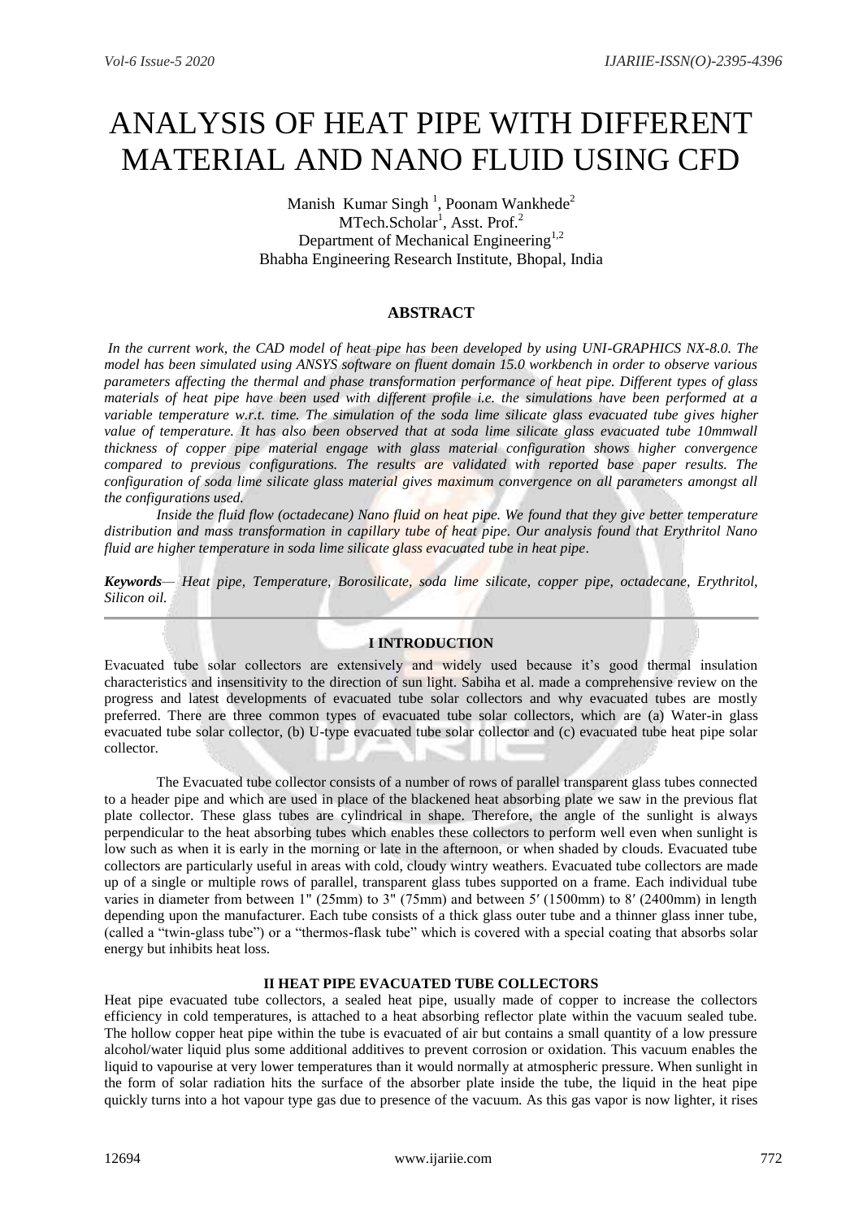# ANALYSIS OF HEAT PIPE WITH DIFFERENT MATERIAL AND NANO FLUID USING CFD

Manish Kumar Singh [1], Poonam Wankhede[2]
MTech.Scholar[1], Asst. Prof.[2]
Department of Mechanical Engineering[1,2]
Bhabha Engineering Research Institute, Bhopal, India

## ABSTRACT

*In the current work, the CAD model of heat pipe has been developed by using UNI-GRAPHICS NX-8.0. The model has been simulated using ANSYS software on fluent domain 15.0 workbench in order to observe various parameters affecting the thermal and phase transformation performance of heat pipe. Different types of glass materials of heat pipe have been used with different profile i.e. the simulations have been performed at a variable temperature w.r.t. time. The simulation of the soda lime silicate glass evacuated tube gives higher value of temperature. It has also been observed that at soda lime silicate glass evacuated tube 10mmwall thickness of copper pipe material engage with glass material configuration shows higher convergence compared to previous configurations. The results are validated with reported base paper results. The configuration of soda lime silicate glass material gives maximum convergence on all parameters amongst all the configurations used.*

*Inside the fluid flow (octadecane) Nano fluid on heat pipe. We found that they give better temperature distribution and mass transformation in capillary tube of heat pipe. Our analysis found that Erythritol Nano fluid are higher temperature in soda lime silicate glass evacuated tube in heat pipe*.

***Keywords***— *Heat pipe, Temperature, Borosilicate, soda lime silicate, copper pipe, octadecane, Erythritol, Silicon oil.*

---

## I INTRODUCTION

Evacuated tube solar collectors are extensively and widely used because it's good thermal insulation characteristics and insensitivity to the direction of sun light. Sabiha et al. made a comprehensive review on the progress and latest developments of evacuated tube solar collectors and why evacuated tubes are mostly preferred. There are three common types of evacuated tube solar collectors, which are (a) Water-in glass evacuated tube solar collector, (b) U-type evacuated tube solar collector and (c) evacuated tube heat pipe solar collector.

The Evacuated tube collector consists of a number of rows of parallel transparent glass tubes connected to a header pipe and which are used in place of the blackened heat absorbing plate we saw in the previous flat plate collector. These glass tubes are cylindrical in shape. Therefore, the angle of the sunlight is always perpendicular to the heat absorbing tubes which enables these collectors to perform well even when sunlight is low such as when it is early in the morning or late in the afternoon, or when shaded by clouds. Evacuated tube collectors are particularly useful in areas with cold, cloudy wintry weathers. Evacuated tube collectors are made up of a single or multiple rows of parallel, transparent glass tubes supported on a frame. Each individual tube varies in diameter from between 1" (25mm) to 3" (75mm) and between 5′ (1500mm) to 8′ (2400mm) in length depending upon the manufacturer. Each tube consists of a thick glass outer tube and a thinner glass inner tube, (called a "twin-glass tube") or a "thermos-flask tube" which is covered with a special coating that absorbs solar energy but inhibits heat loss.

## II HEAT PIPE EVACUATED TUBE COLLECTORS

Heat pipe evacuated tube collectors, a sealed heat pipe, usually made of copper to increase the collectors efficiency in cold temperatures, is attached to a heat absorbing reflector plate within the vacuum sealed tube. The hollow copper heat pipe within the tube is evacuated of air but contains a small quantity of a low pressure alcohol/water liquid plus some additional additives to prevent corrosion or oxidation. This vacuum enables the liquid to vapourise at very lower temperatures than it would normally at atmospheric pressure. When sunlight in the form of solar radiation hits the surface of the absorber plate inside the tube, the liquid in the heat pipe quickly turns into a hot vapour type gas due to presence of the vacuum. As this gas vapor is now lighter, it rises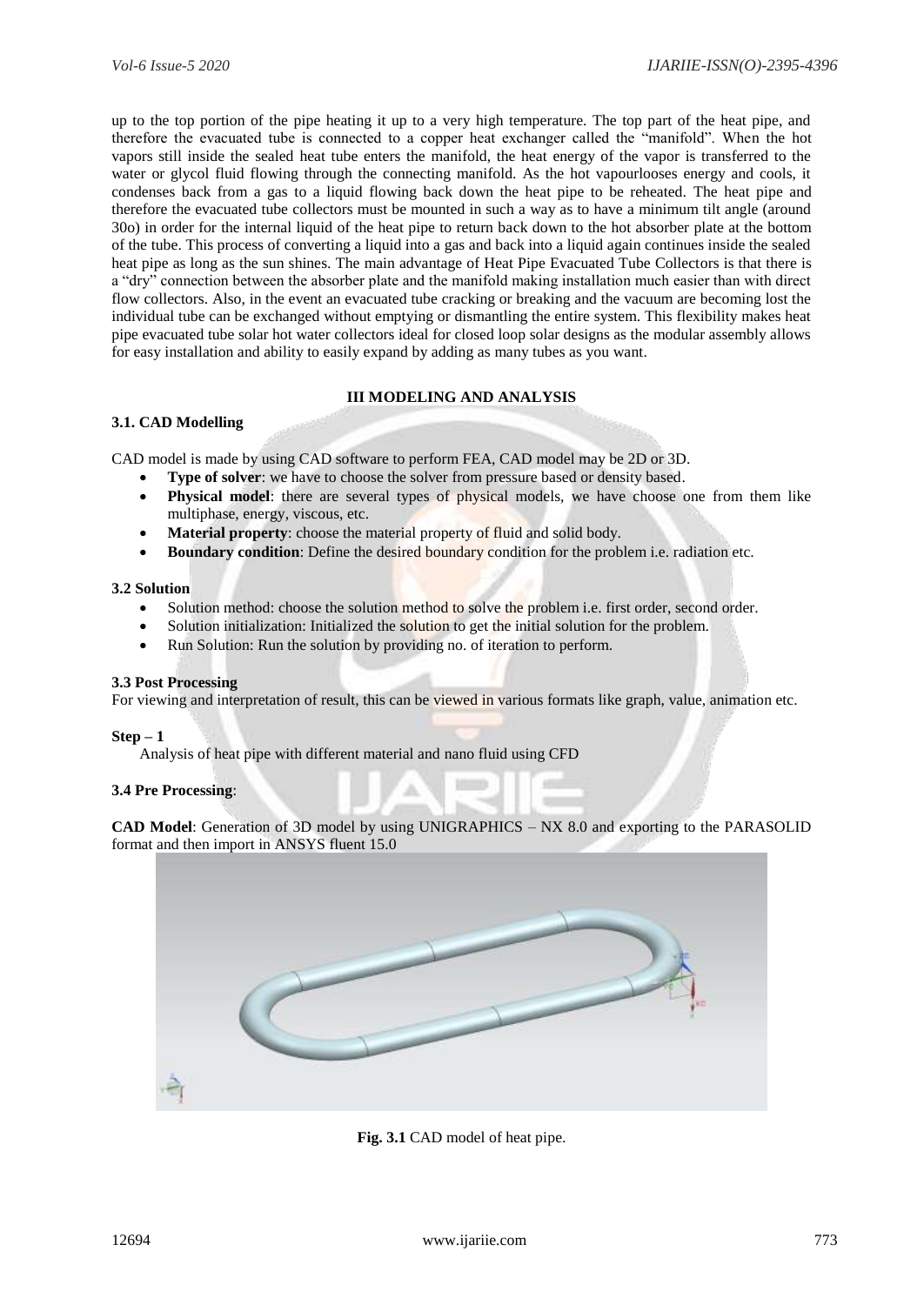up to the top portion of the pipe heating it up to a very high temperature. The top part of the heat pipe, and therefore the evacuated tube is connected to a copper heat exchanger called the "manifold". When the hot vapors still inside the sealed heat tube enters the manifold, the heat energy of the vapor is transferred to the water or glycol fluid flowing through the connecting manifold. As the hot vapourlooses energy and cools, it condenses back from a gas to a liquid flowing back down the heat pipe to be reheated. The heat pipe and therefore the evacuated tube collectors must be mounted in such a way as to have a minimum tilt angle (around 30o) in order for the internal liquid of the heat pipe to return back down to the hot absorber plate at the bottom of the tube. This process of converting a liquid into a gas and back into a liquid again continues inside the sealed heat pipe as long as the sun shines. The main advantage of Heat Pipe Evacuated Tube Collectors is that there is a "dry" connection between the absorber plate and the manifold making installation much easier than with direct flow collectors. Also, in the event an evacuated tube cracking or breaking and the vacuum are becoming lost the individual tube can be exchanged without emptying or dismantling the entire system. This flexibility makes heat pipe evacuated tube solar hot water collectors ideal for closed loop solar designs as the modular assembly allows for easy installation and ability to easily expand by adding as many tubes as you want.

## III MODELING AND ANALYSIS

### 3.1. CAD Modelling

CAD model is made by using CAD software to perform FEA, CAD model may be 2D or 3D.

- **Type of solver**: we have to choose the solver from pressure based or density based.
- **Physical model**: there are several types of physical models, we have choose one from them like multiphase, energy, viscous, etc.
- **Material property**: choose the material property of fluid and solid body.
- **Boundary condition**: Define the desired boundary condition for the problem i.e. radiation etc.

### 3.2 Solution

- Solution method: choose the solution method to solve the problem i.e. first order, second order.
- Solution initialization: Initialized the solution to get the initial solution for the problem.
- Run Solution: Run the solution by providing no. of iteration to perform.

### 3.3 Post Processing

For viewing and interpretation of result, this can be viewed in various formats like graph, value, animation etc.

**Step – 1**

Analysis of heat pipe with different material and nano fluid using CFD

### 3.4 Pre Processing:

**CAD Model**: Generation of 3D model by using UNIGRAPHICS – NX 8.0 and exporting to the PARASOLID format and then import in ANSYS fluent 15.0

**Fig. 3.1** CAD model of heat pipe.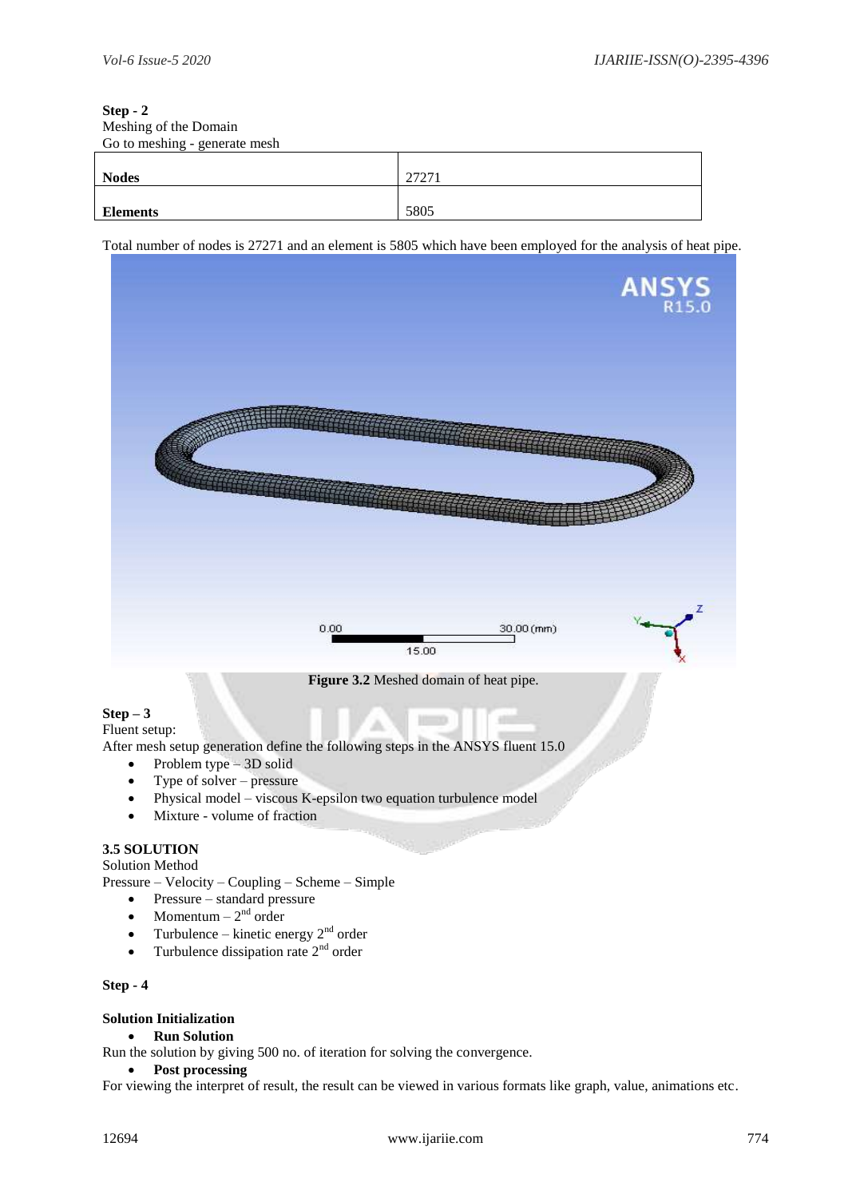**Step - 2**

Meshing of the Domain

Go to meshing - generate mesh

| **Nodes** | 27271 |
|---|---|
| **Elements** | 5805 |

Total number of nodes is 27271 and an element is 5805 which have been employed for the analysis of heat pipe.

**Figure 3.2** Meshed domain of heat pipe.

**Step – 3**

Fluent setup:

After mesh setup generation define the following steps in the ANSYS fluent 15.0

- Problem type – 3D solid
- Type of solver – pressure
- Physical model – viscous K-epsilon two equation turbulence model
- Mixture - volume of fraction

**3.5 SOLUTION**

Solution Method

Pressure – Velocity – Coupling – Scheme – Simple

- Pressure – standard pressure
- Momentum – 2nd order
- Turbulence – kinetic energy 2nd order
- Turbulence dissipation rate 2nd order

**Step - 4**

**Solution Initialization**

- **Run Solution**

Run the solution by giving 500 no. of iteration for solving the convergence.

- **Post processing**

For viewing the interpret of result, the result can be viewed in various formats like graph, value, animations etc.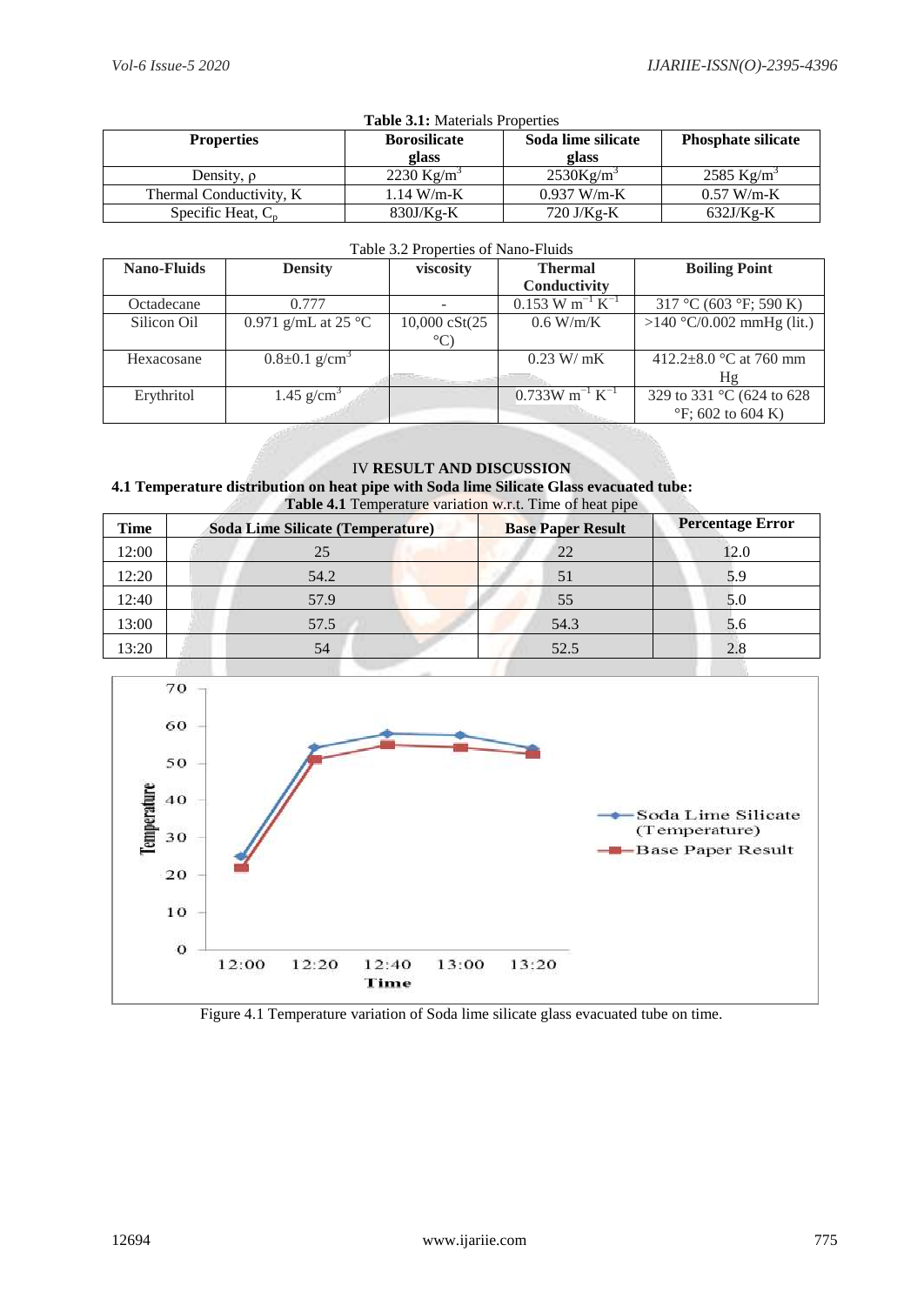**Table 3.1:** Materials Properties

| Properties | Borosilicate glass | Soda lime silicate glass | Phosphate silicate |
|---|---|---|---|
| Density, ρ | 2230 $Kg/m^3$ | 2530$Kg/m^3$ | 2585 $Kg/m^3$ |
| Thermal Conductivity, K | 1.14 W/m-K | 0.937 W/m-K | 0.57 W/m-K |
| Specific Heat, $C_p$ | 830J/Kg-K | 720 J/Kg-K | 632J/Kg-K |

Table 3.2 Properties of Nano-Fluids

| Nano-Fluids | Density | viscosity | Thermal Conductivity | Boiling Point |
|---|---|---|---|---|
| Octadecane | 0.777 | - | 0.153 W $m^{-1}$ $K^{-1}$ | 317 °C (603 °F; 590 K) |
| Silicon Oil | 0.971 g/mL at 25 °C | 10,000 cSt(25 °C) | 0.6 W/m/K | >140 °C/0.002 mmHg (lit.) |
| Hexacosane | 0.8±0.1 $g/cm^3$ | | 0.23 W/ mK | 412.2±8.0 °C at 760 mm Hg |
| Erythritol | 1.45 $g/cm^3$ | | 0.733W $m^{-1}$ $K^{-1}$ | 329 to 331 °C (624 to 628 °F; 602 to 604 K) |

## IV RESULT AND DISCUSSION

### 4.1 Temperature distribution on heat pipe with Soda lime Silicate Glass evacuated tube:

**Table 4.1** Temperature variation w.r.t. Time of heat pipe

| Time | Soda Lime Silicate (Temperature) | Base Paper Result | Percentage Error |
|---|---|---|---|
| 12:00 | 25 | 22 | 12.0 |
| 12:20 | 54.2 | 51 | 5.9 |
| 12:40 | 57.9 | 55 | 5.0 |
| 13:00 | 57.5 | 54.3 | 5.6 |
| 13:20 | 54 | 52.5 | 2.8 |

Figure 4.1 Temperature variation of Soda lime silicate glass evacuated tube on time.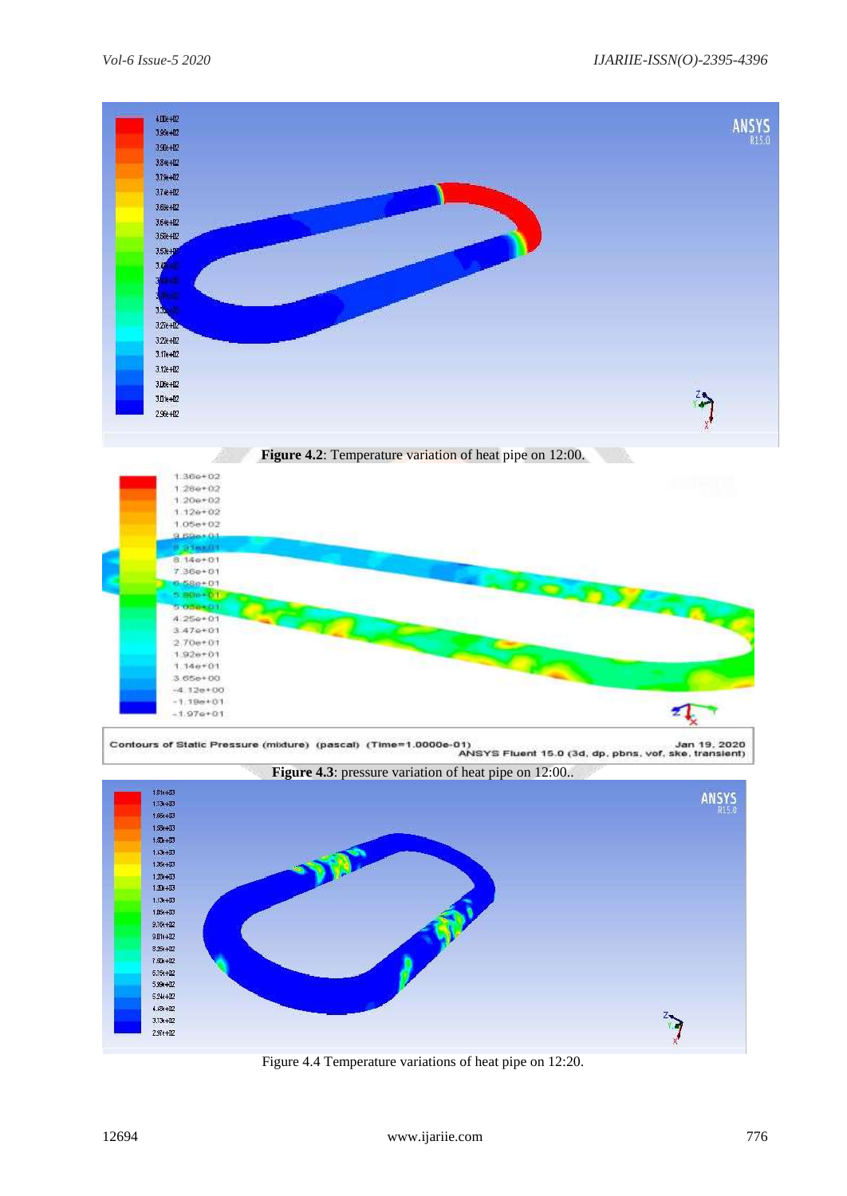**Figure 4.2**: Temperature variation of heat pipe on 12:00.

**Figure 4.3**: pressure variation of heat pipe on 12:00..

Figure 4.4 Temperature variations of heat pipe on 12:20.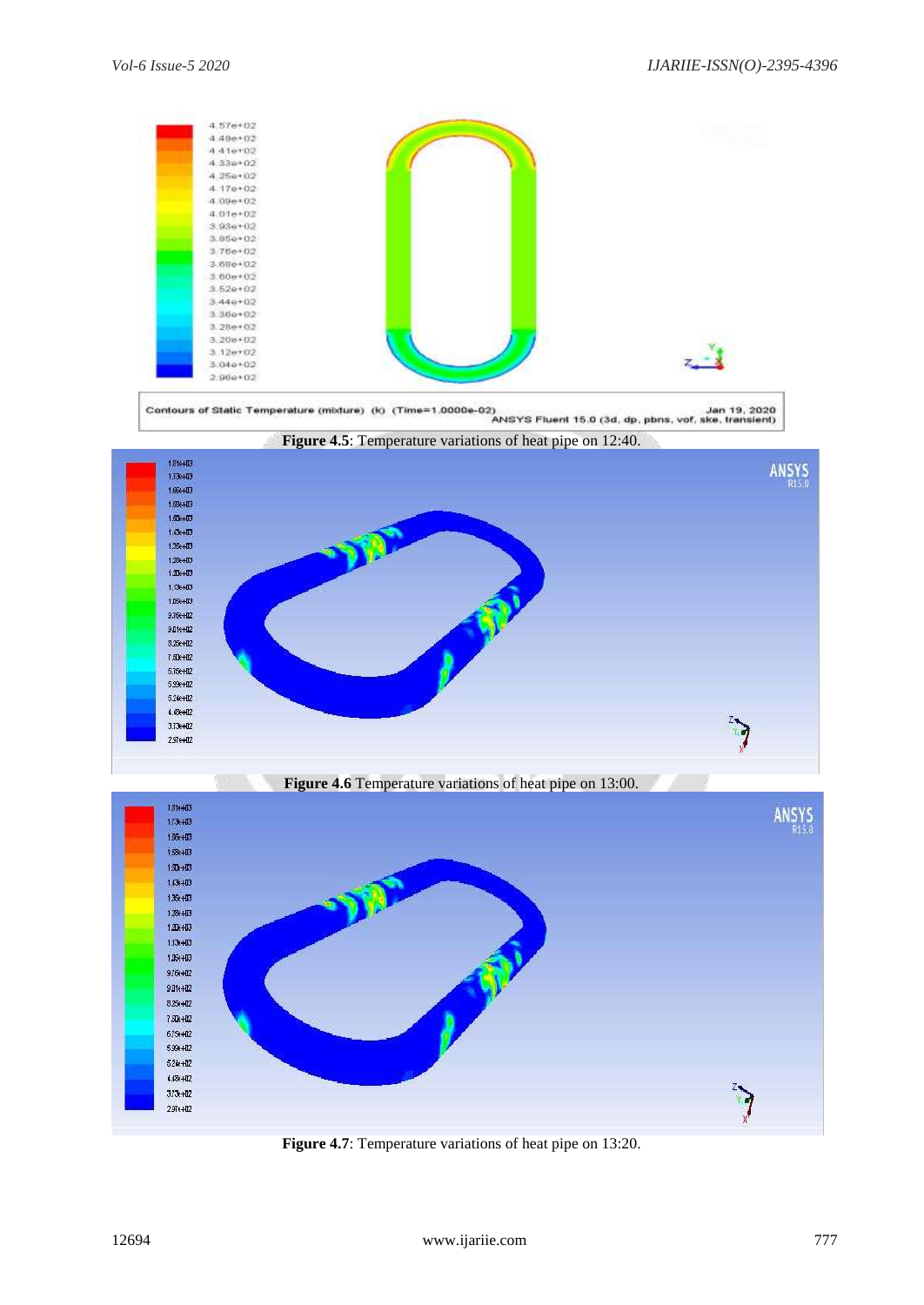**Figure 4.5**: Temperature variations of heat pipe on 12:40.

**Figure 4.6** Temperature variations of heat pipe on 13:00.

**Figure 4.7**: Temperature variations of heat pipe on 13:20.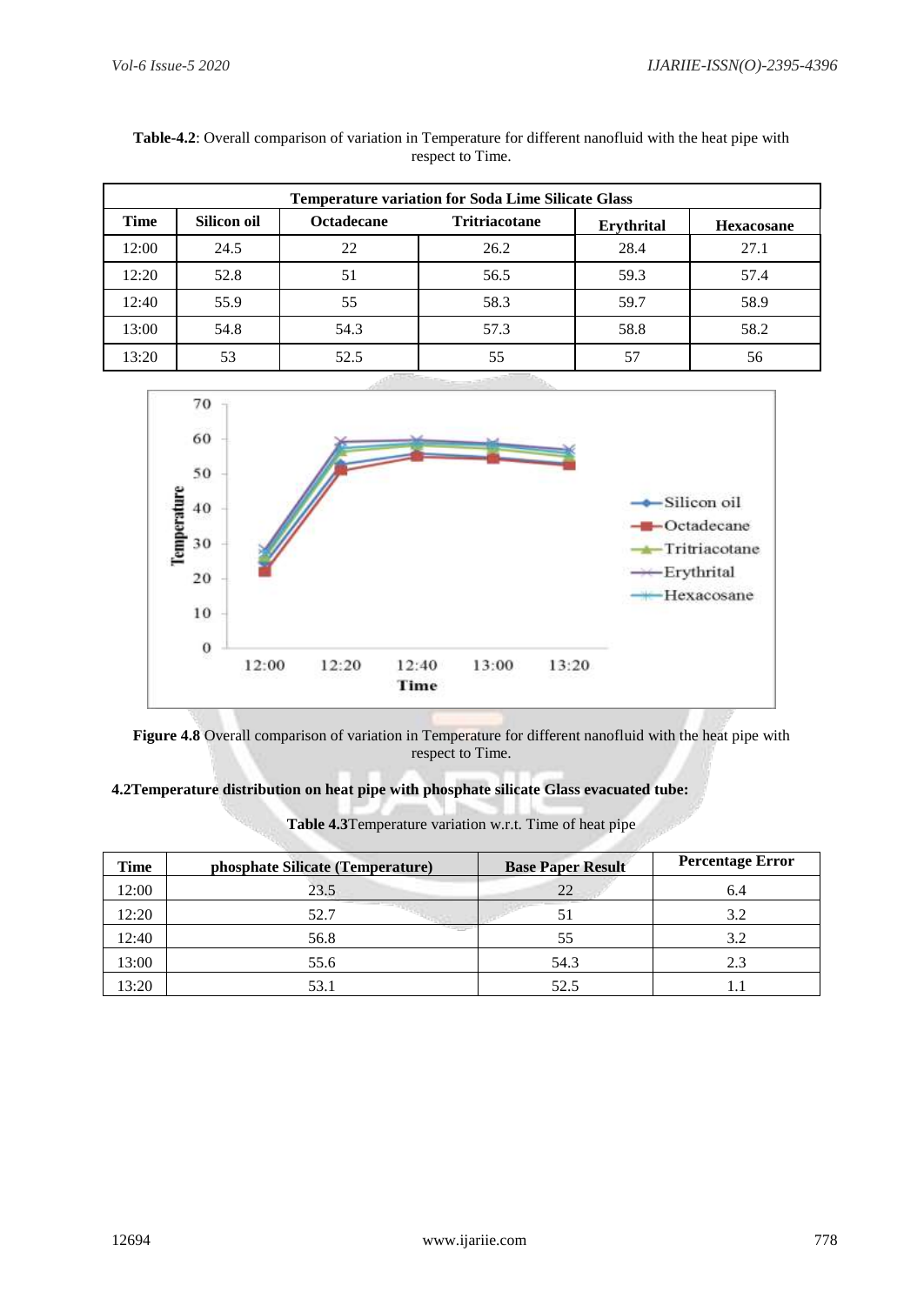**Table-4.2**: Overall comparison of variation in Temperature for different nanofluid with the heat pipe with respect to Time.

| Temperature variation for Soda Lime Silicate Glass | | | | | |
|---|---|---|---|---|---|
| **Time** | **Silicon oil** | **Octadecane** | **Tritriacotane** | **Erythrital** | **Hexacosane** |
| 12:00 | 24.5 | 22 | 26.2 | 28.4 | 27.1 |
| 12:20 | 52.8 | 51 | 56.5 | 59.3 | 57.4 |
| 12:40 | 55.9 | 55 | 58.3 | 59.7 | 58.9 |
| 13:00 | 54.8 | 54.3 | 57.3 | 58.8 | 58.2 |
| 13:20 | 53 | 52.5 | 55 | 57 | 56 |

**Figure 4.8** Overall comparison of variation in Temperature for different nanofluid with the heat pipe with respect to Time.

**4.2Temperature distribution on heat pipe with phosphate silicate Glass evacuated tube:**

**Table 4.3**Temperature variation w.r.t. Time of heat pipe

| Time | phosphate Silicate (Temperature) | Base Paper Result | Percentage Error |
|---|---|---|---|
| 12:00 | 23.5 | 22 | 6.4 |
| 12:20 | 52.7 | 51 | 3.2 |
| 12:40 | 56.8 | 55 | 3.2 |
| 13:00 | 55.6 | 54.3 | 2.3 |
| 13:20 | 53.1 | 52.5 | 1.1 |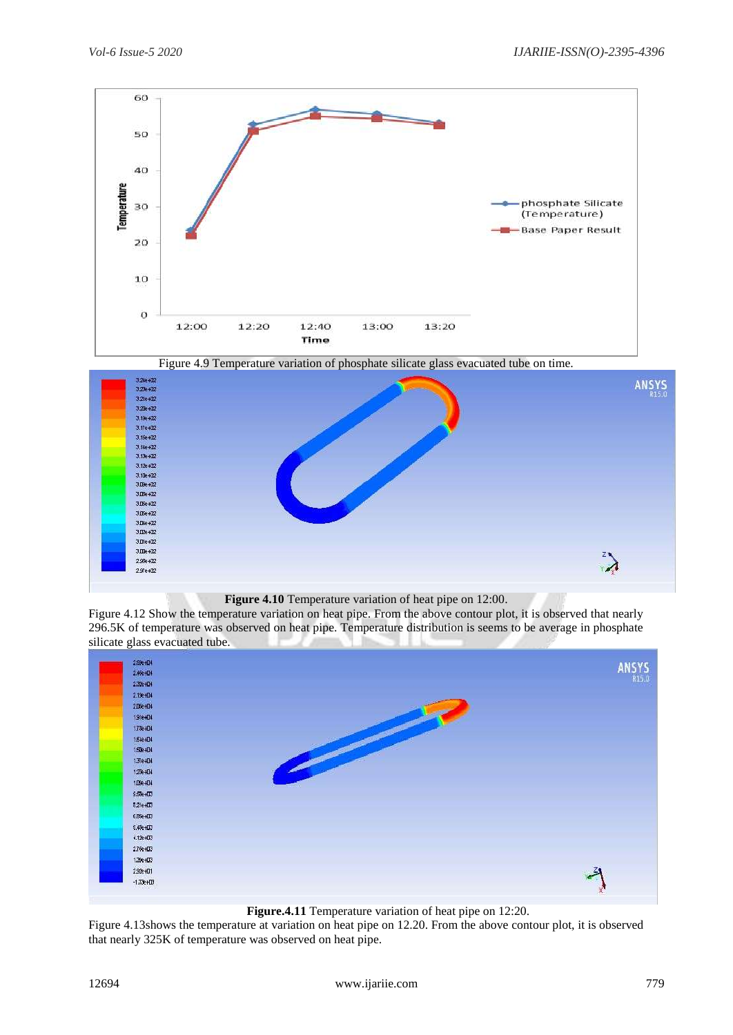Figure 4.9 Temperature variation of phosphate silicate glass evacuated tube on time.

**Figure 4.10** Temperature variation of heat pipe on 12:00.

Figure 4.12 Show the temperature variation on heat pipe. From the above contour plot, it is observed that nearly 296.5K of temperature was observed on heat pipe. Temperature distribution is seems to be average in phosphate silicate glass evacuated tube.

**Figure.4.11** Temperature variation of heat pipe on 12:20.

Figure 4.13shows the temperature at variation on heat pipe on 12.20. From the above contour plot, it is observed that nearly 325K of temperature was observed on heat pipe.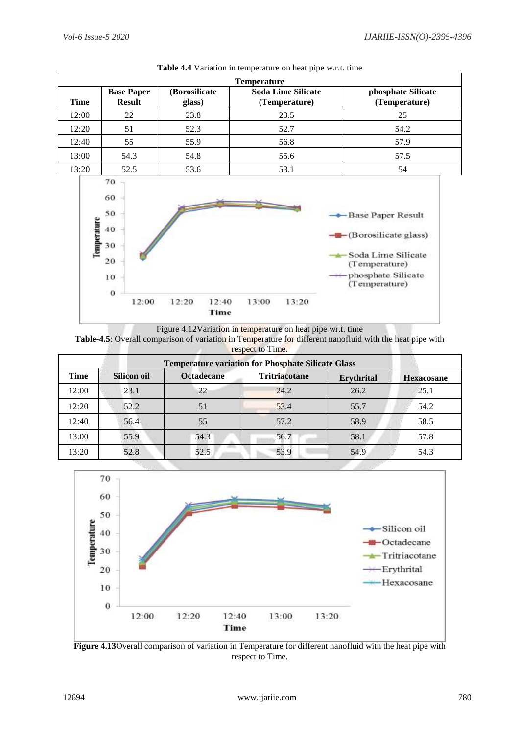**Table 4.4** Variation in temperature on heat pipe w.r.t. time

| Temperature | | | | |
|---|---|---|---|---|
| **Time** | **Base Paper Result** | **(Borosilicate glass)** | **Soda Lime Silicate (Temperature)** | **phosphate Silicate (Temperature)** |
| 12:00 | 22 | 23.8 | 23.5 | 25 |
| 12:20 | 51 | 52.3 | 52.7 | 54.2 |
| 12:40 | 55 | 55.9 | 56.8 | 57.9 |
| 13:00 | 54.3 | 54.8 | 55.6 | 57.5 |
| 13:20 | 52.5 | 53.6 | 53.1 | 54 |

Figure 4.12Variation in temperature on heat pipe wr.t. time

**Table-4.5**: Overall comparison of variation in Temperature for different nanofluid with the heat pipe with respect to Time.

| Temperature variation for Phosphate Silicate Glass | | | | | |
|---|---|---|---|---|---|
| **Time** | **Silicon oil** | **Octadecane** | **Tritriacotane** | **Erythrital** | **Hexacosane** |
| 12:00 | 23.1 | 22 | 24.2 | 26.2 | 25.1 |
| 12:20 | 52.2 | 51 | 53.4 | 55.7 | 54.2 |
| 12:40 | 56.4 | 55 | 57.2 | 58.9 | 58.5 |
| 13:00 | 55.9 | 54.3 | 56.7 | 58.1 | 57.8 |
| 13:20 | 52.8 | 52.5 | 53.9 | 54.9 | 54.3 |

**Figure 4.13**Overall comparison of variation in Temperature for different nanofluid with the heat pipe with respect to Time.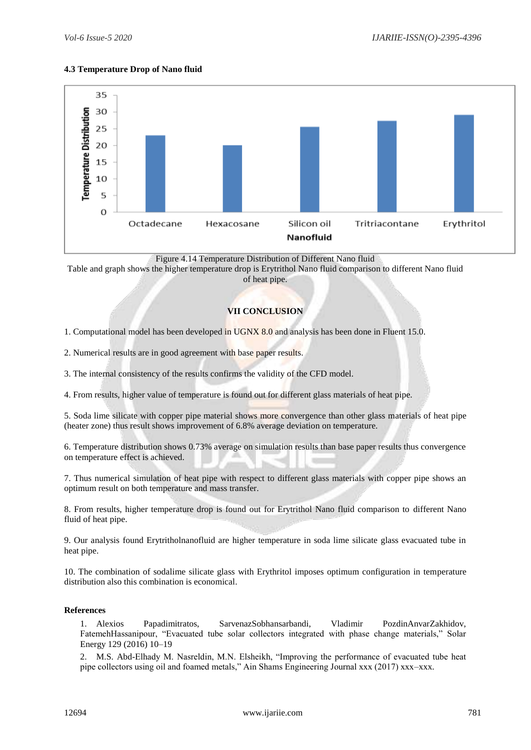### 4.3 Temperature Drop of Nano fluid

Figure 4.14 Temperature Distribution of Different Nano fluid

Table and graph shows the higher temperature drop is Erytrithol Nano fluid comparison to different Nano fluid of heat pipe.

## VII CONCLUSION

1. Computational model has been developed in UGNX 8.0 and analysis has been done in Fluent 15.0.

2. Numerical results are in good agreement with base paper results.

3. The internal consistency of the results confirms the validity of the CFD model.

4. From results, higher value of temperature is found out for different glass materials of heat pipe.

5. Soda lime silicate with copper pipe material shows more convergence than other glass materials of heat pipe (heater zone) thus result shows improvement of 6.8% average deviation on temperature.

6. Temperature distribution shows 0.73% average on simulation results than base paper results thus convergence on temperature effect is achieved.

7. Thus numerical simulation of heat pipe with respect to different glass materials with copper pipe shows an optimum result on both temperature and mass transfer.

8. From results, higher temperature drop is found out for Erytrithol Nano fluid comparison to different Nano fluid of heat pipe.

9. Our analysis found Erytritholnanofluid are higher temperature in soda lime silicate glass evacuated tube in heat pipe.

10. The combination of sodalime silicate glass with Erythritol imposes optimum configuration in temperature distribution also this combination is economical.

### References

1. Alexios Papadimitratos, SarvenazSobhansarbandi, Vladimir PozdinAnvarZakhidov, FatemehHassanipour, "Evacuated tube solar collectors integrated with phase change materials," Solar Energy 129 (2016) 10–19

2. M.S. Abd-Elhady M. Nasreldin, M.N. Elsheikh, "Improving the performance of evacuated tube heat pipe collectors using oil and foamed metals," Ain Shams Engineering Journal xxx (2017) xxx–xxx.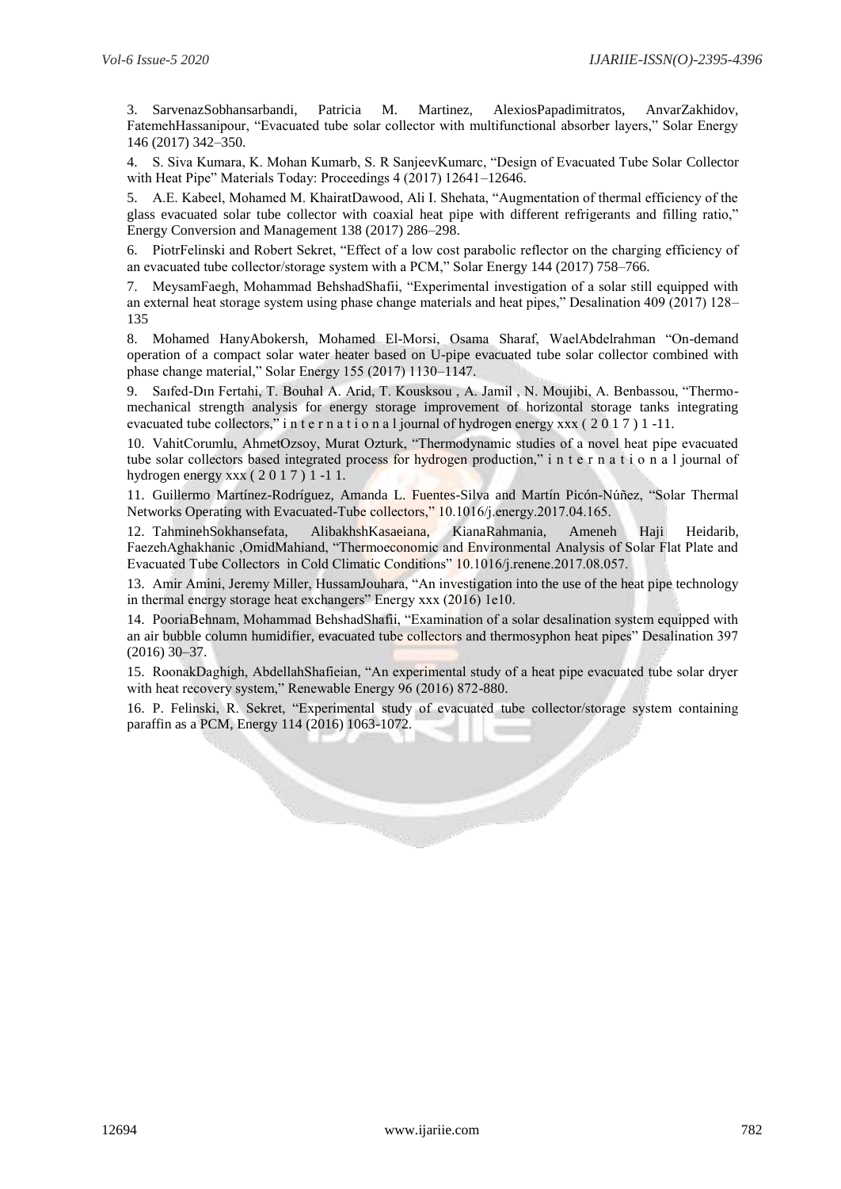3. SarvenazSobhansarbandi, Patricia M. Martinez, AlexiosPapadimitratos, AnvarZakhidov, FatemehHassanipour, "Evacuated tube solar collector with multifunctional absorber layers," Solar Energy 146 (2017) 342–350.

4. S. Siva Kumara, K. Mohan Kumarb, S. R SanjeevKumarc, "Design of Evacuated Tube Solar Collector with Heat Pipe" Materials Today: Proceedings 4 (2017) 12641–12646.

5. A.E. Kabeel, Mohamed M. KhairatDawood, Ali I. Shehata, "Augmentation of thermal efficiency of the glass evacuated solar tube collector with coaxial heat pipe with different refrigerants and filling ratio," Energy Conversion and Management 138 (2017) 286–298.

6. PiotrFelinski and Robert Sekret, "Effect of a low cost parabolic reflector on the charging efficiency of an evacuated tube collector/storage system with a PCM," Solar Energy 144 (2017) 758–766.

7. MeysamFaegh, Mohammad BehshadShafii, "Experimental investigation of a solar still equipped with an external heat storage system using phase change materials and heat pipes," Desalination 409 (2017) 128–135

8. Mohamed HanyAbokersh, Mohamed El-Morsi, Osama Sharaf, WaelAbdelrahman "On-demand operation of a compact solar water heater based on U-pipe evacuated tube solar collector combined with phase change material," Solar Energy 155 (2017) 1130–1147.

9. Saıfed-Dın Fertahi, T. Bouhal A. Arid, T. Kousksou , A. Jamil , N. Moujibi, A. Benbassou, "Thermo-mechanical strength analysis for energy storage improvement of horizontal storage tanks integrating evacuated tube collectors," i n t e r n a t i o n a l journal of hydrogen energy xxx ( 2 0 1 7 ) 1 -11.

10. VahitCorumlu, AhmetOzsoy, Murat Ozturk, "Thermodynamic studies of a novel heat pipe evacuated tube solar collectors based integrated process for hydrogen production," i n t e r n a t i o n a l journal of hydrogen energy xxx ( 2 0 1 7 ) 1 -1 1.

11. Guillermo Martínez-Rodríguez, Amanda L. Fuentes-Silva and Martín Picón-Núñez, "Solar Thermal Networks Operating with Evacuated-Tube collectors," 10.1016/j.energy.2017.04.165.

12. TahminehSokhansefata, AlibakhshKasaeiana, KianaRahmania, Ameneh Haji Heidarib, FaezehAghakhanic ,OmidMahiand, "Thermoeconomic and Environmental Analysis of Solar Flat Plate and Evacuated Tube Collectors in Cold Climatic Conditions" 10.1016/j.renene.2017.08.057.

13. Amir Amini, Jeremy Miller, HussamJouhara, "An investigation into the use of the heat pipe technology in thermal energy storage heat exchangers" Energy xxx (2016) 1e10.

14. PooriaBehnam, Mohammad BehshadShafii, "Examination of a solar desalination system equipped with an air bubble column humidifier, evacuated tube collectors and thermosyphon heat pipes" Desalination 397 (2016) 30–37.

15. RoonakDaghigh, AbdellahShafieian, "An experimental study of a heat pipe evacuated tube solar dryer with heat recovery system," Renewable Energy 96 (2016) 872-880.

16. P. Felinski, R. Sekret, "Experimental study of evacuated tube collector/storage system containing paraffin as a PCM, Energy 114 (2016) 1063-1072.